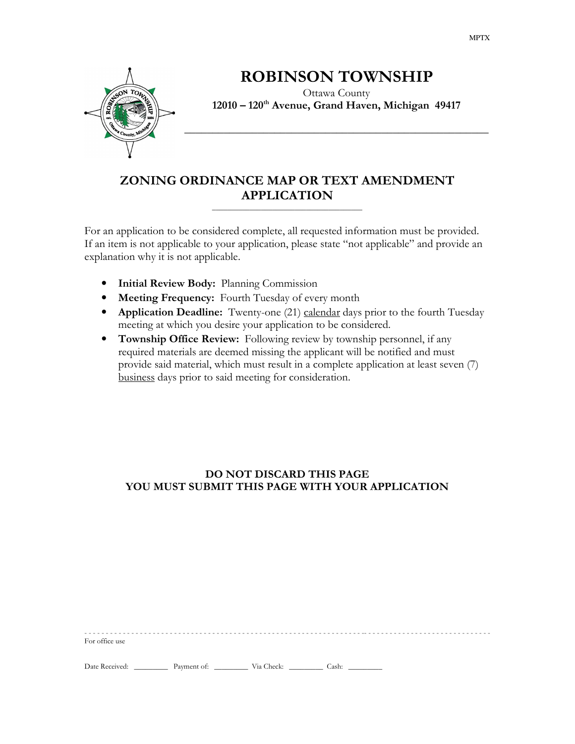MPTX

# ROBINSON TOWNSHIP

Ottawa County

**12010 – 120th Avenue, Grand Haven, Michigan 49417**

## ZONING ORDINANCE MAP OR TEXT AMENDMENT APPLICATION

For an application to be considered complete, all requested information must be provided. If an item is not applicable to your application, please state "not applicable" and provide an explanation why it is not applicable.

- **Initial Review Body:** Planning Commission
- **Meeting Frequency:** Fourth Tuesday of every month
- **Application Deadline:** Twenty-one (21) calendar days prior to the fourth Tuesday meeting at which you desire your application to be considered.
- **Township Office Review:** Following review by township personnel, if any required materials are deemed missing the applicant will be notified and must provide said material, which must result in a complete application at least seven (7) business days prior to said meeting for consideration.

**DO NOT DISCARD THIS PAGE**
**YOU MUST SUBMIT THIS PAGE WITH YOUR APPLICATION**

---

For office use

Date Received: ________ Payment of: ________ Via Check: ________ Cash: ________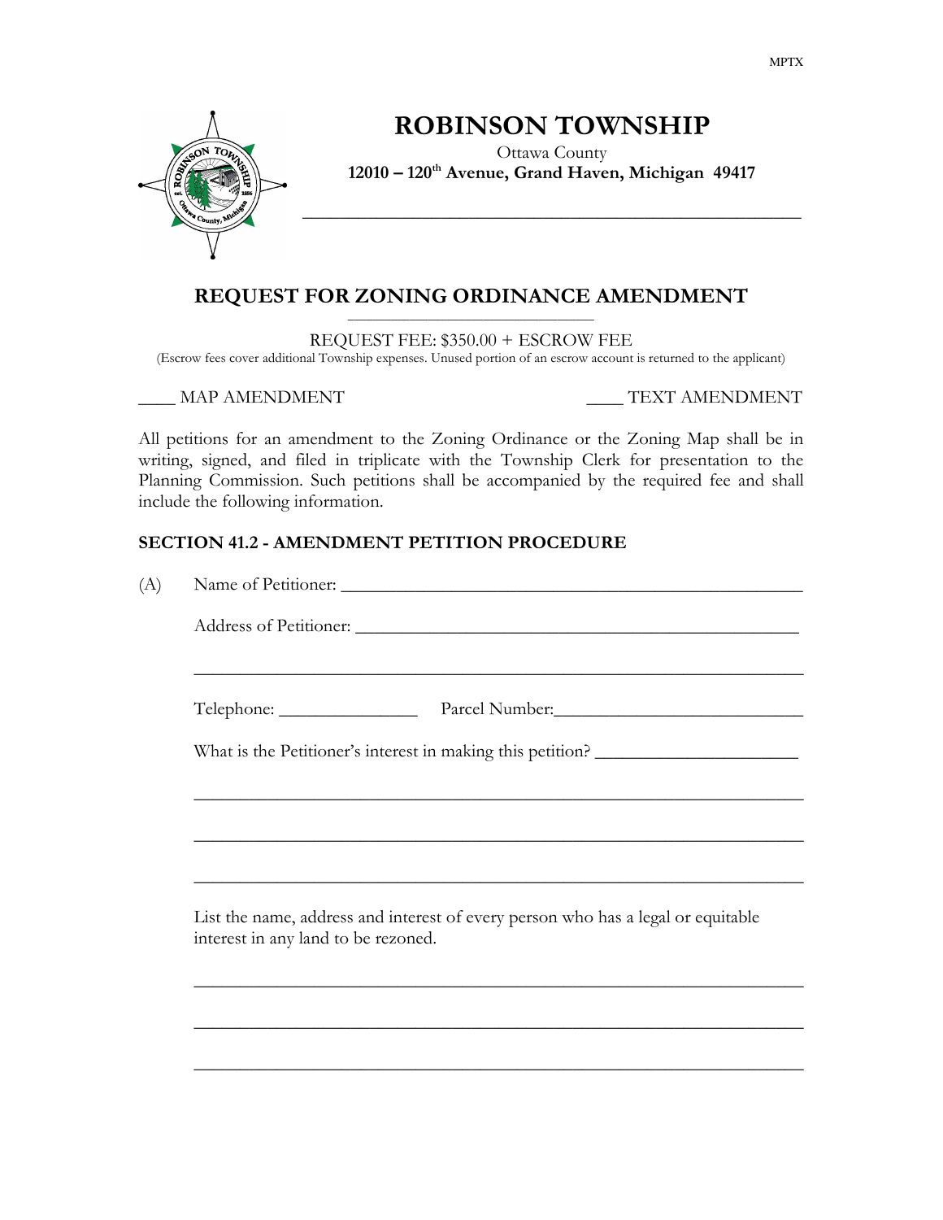# ROBINSON TOWNSHIP

Ottawa County

**12010 – 120th Avenue, Grand Haven, Michigan 49417**

## REQUEST FOR ZONING ORDINANCE AMENDMENT

REQUEST FEE: $350.00 + ESCROW FEE

(Escrow fees cover additional Township expenses. Unused portion of an escrow account is returned to the applicant)

____ MAP AMENDMENT ____ TEXT AMENDMENT

All petitions for an amendment to the Zoning Ordinance or the Zoning Map shall be in writing, signed, and filed in triplicate with the Township Clerk for presentation to the Planning Commission. Such petitions shall be accompanied by the required fee and shall include the following information.

### SECTION 41.2 - AMENDMENT PETITION PROCEDURE

(A) Name of Petitioner: ______________________________________________

Address of Petitioner: ______________________________________________

______________________________________________________________

Telephone: _______________ Parcel Number: ___________________________

What is the Petitioner's interest in making this petition? _____________________

______________________________________________________________

______________________________________________________________

______________________________________________________________

List the name, address and interest of every person who has a legal or equitable interest in any land to be rezoned.

______________________________________________________________

______________________________________________________________

______________________________________________________________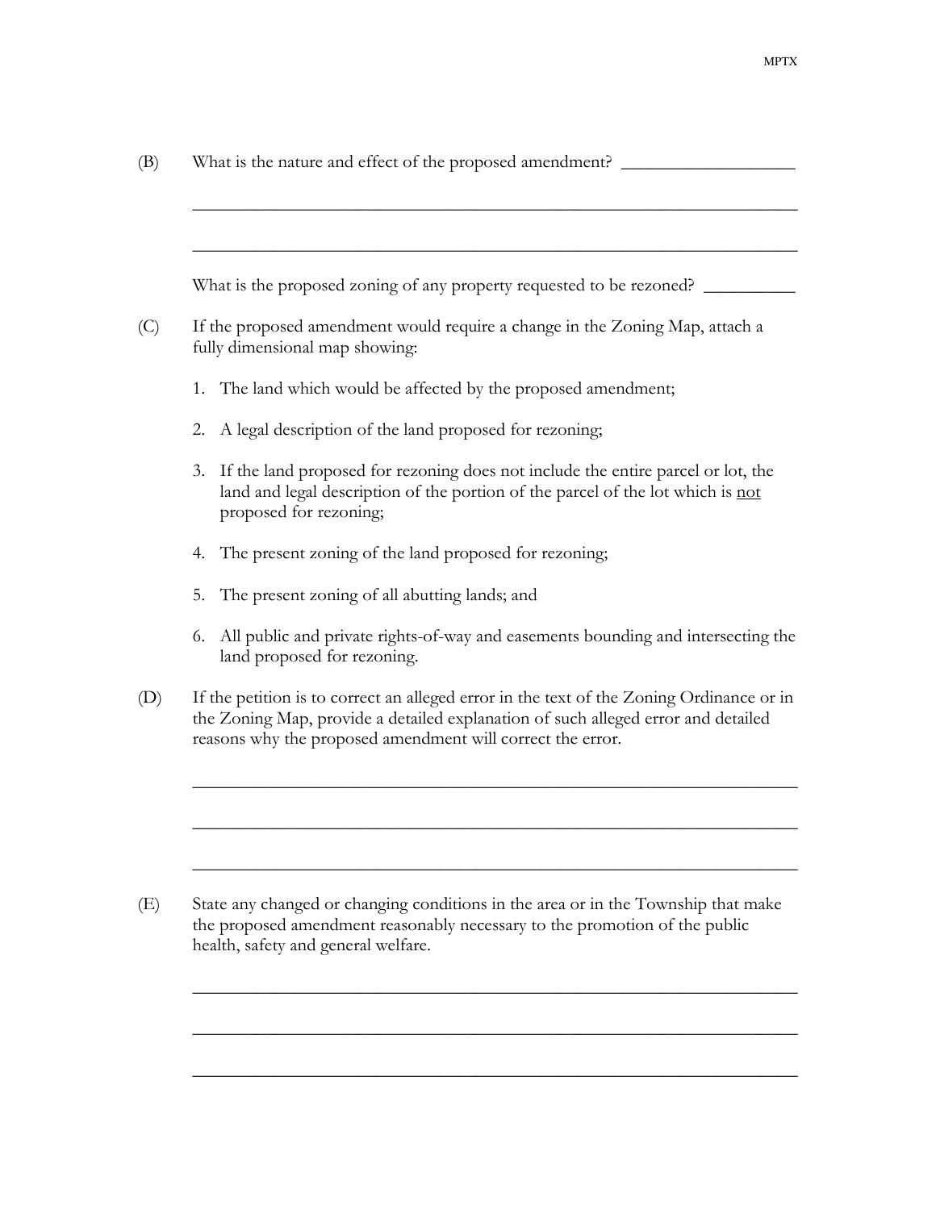(B) What is the nature and effect of the proposed amendment? ___________________

_____________________________________________________________________

_____________________________________________________________________

What is the proposed zoning of any property requested to be rezoned? __________

(C) If the proposed amendment would require a change in the Zoning Map, attach a fully dimensional map showing:

1. The land which would be affected by the proposed amendment;
2. A legal description of the land proposed for rezoning;
3. If the land proposed for rezoning does not include the entire parcel or lot, the land and legal description of the portion of the parcel of the lot which is <u>not</u> proposed for rezoning;
4. The present zoning of the land proposed for rezoning;
5. The present zoning of all abutting lands; and
6. All public and private rights-of-way and easements bounding and intersecting the land proposed for rezoning.

(D) If the petition is to correct an alleged error in the text of the Zoning Ordinance or in the Zoning Map, provide a detailed explanation of such alleged error and detailed reasons why the proposed amendment will correct the error.

_____________________________________________________________________

_____________________________________________________________________

_____________________________________________________________________

(E) State any changed or changing conditions in the area or in the Township that make the proposed amendment reasonably necessary to the promotion of the public health, safety and general welfare.

_____________________________________________________________________

_____________________________________________________________________

_____________________________________________________________________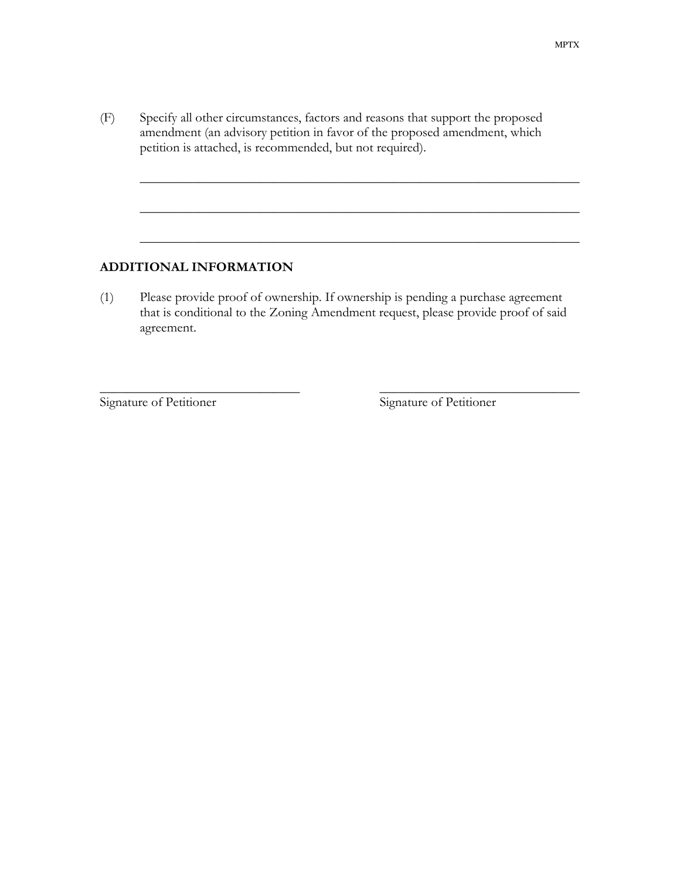(F) Specify all other circumstances, factors and reasons that support the proposed amendment (an advisory petition in favor of the proposed amendment, which petition is attached, is recommended, but not required).

___________________________________________________________________

___________________________________________________________________

___________________________________________________________________

**ADDITIONAL INFORMATION**

(1) Please provide proof of ownership. If ownership is pending a purchase agreement that is conditional to the Zoning Amendment request, please provide proof of said agreement.

______________________________ ______________________________

Signature of Petitioner Signature of Petitioner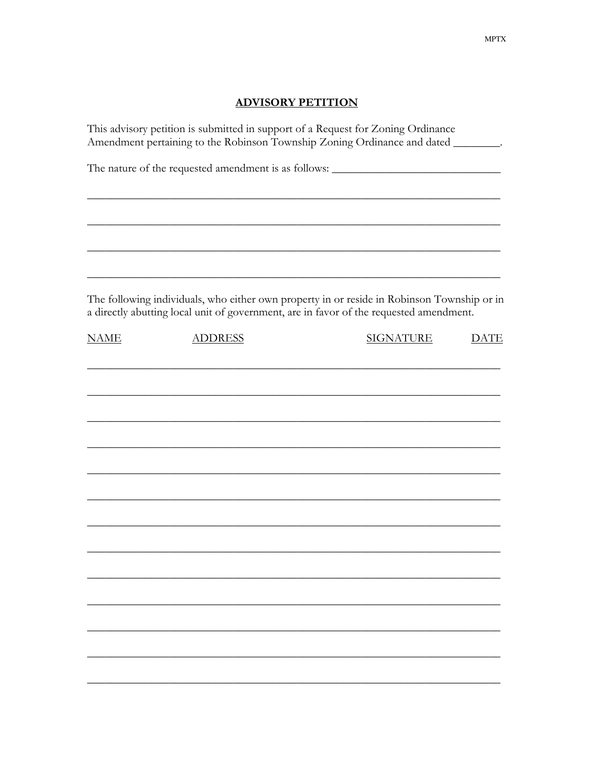# ADVISORY PETITION

This advisory petition is submitted in support of a Request for Zoning Ordinance Amendment pertaining to the Robinson Township Zoning Ordinance and dated ________.

The nature of the requested amendment is as follows: ______________________________

______________________________________________________________________

______________________________________________________________________

______________________________________________________________________

______________________________________________________________________

The following individuals, who either own property in or reside in Robinson Township or in a directly abutting local unit of government, are in favor of the requested amendment.

| NAME | ADDRESS | SIGNATURE | DATE |
| --- | --- | --- | --- |
| | | | |
| | | | |
| | | | |
| | | | |
| | | | |
| | | | |
| | | | |
| | | | |
| | | | |
| | | | |
| | | | |
| | | | |
| | | | |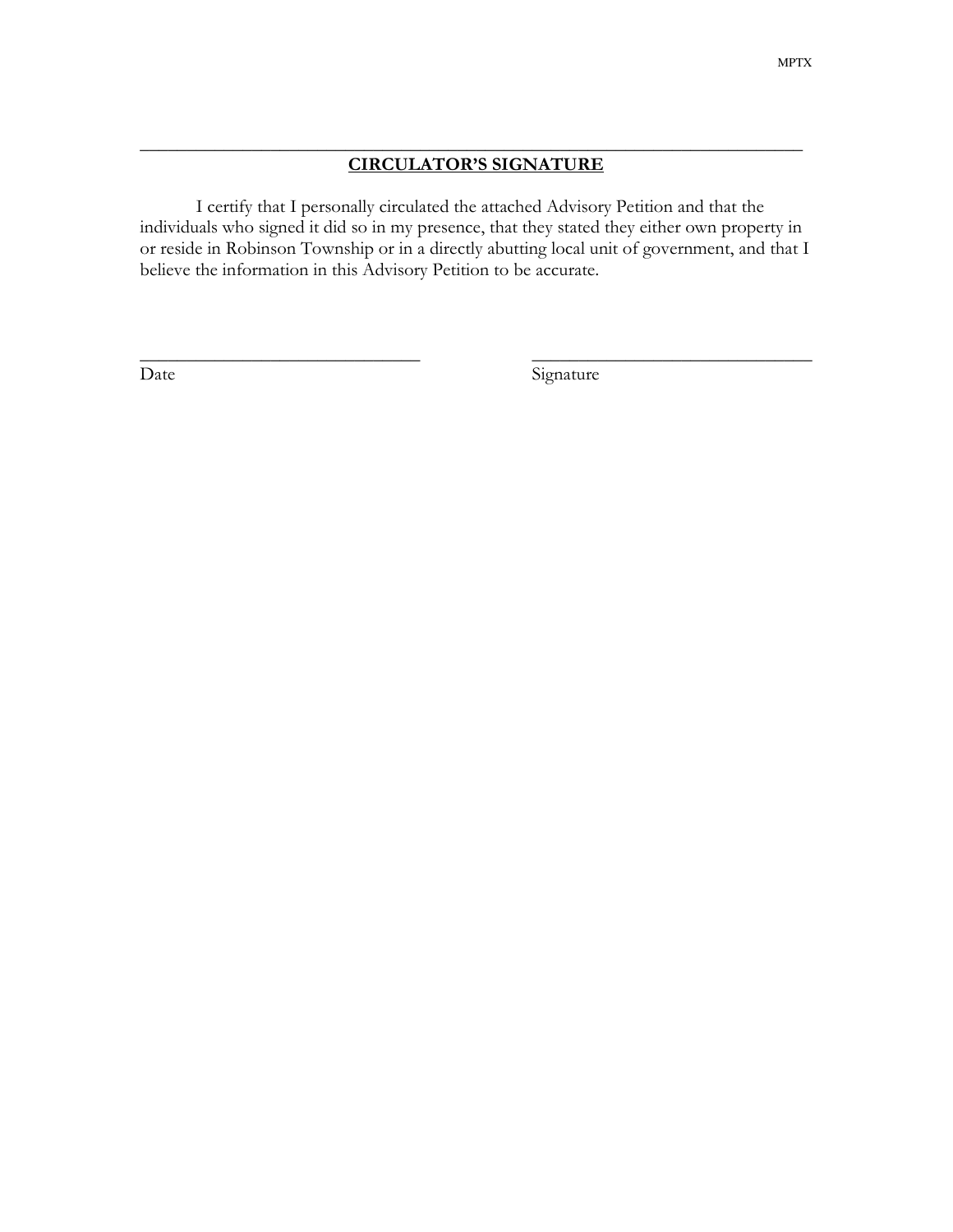___________________________________________________________________________

## CIRCULATOR'S SIGNATURE

I certify that I personally circulated the attached Advisory Petition and that the individuals who signed it did so in my presence, that they stated they either own property in or reside in Robinson Township or in a directly abutting local unit of government, and that I believe the information in this Advisory Petition to be accurate.

_______________________________ _______________________________

Date Signature